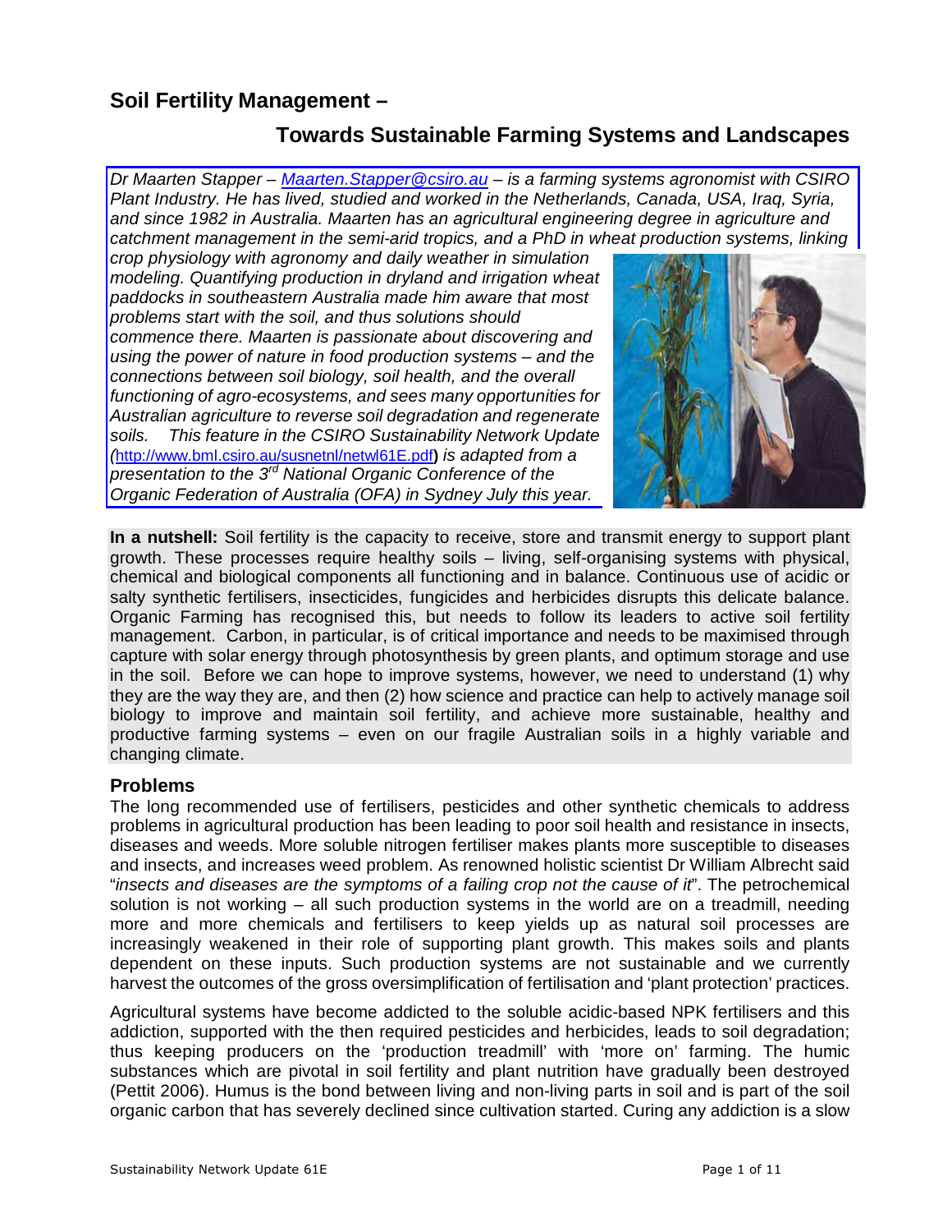# Soil Fertility Management –

## Towards Sustainable Farming Systems and Landscapes

*Dr Maarten Stapper – [Maarten.Stapper@csiro.au](mailto:Maarten.Stapper@csiro.au) – is a farming systems agronomist with CSIRO Plant Industry. He has lived, studied and worked in the Netherlands, Canada, USA, Iraq, Syria, and since 1982 in Australia. Maarten has an agricultural engineering degree in agriculture and catchment management in the semi-arid tropics, and a PhD in wheat production systems, linking crop physiology with agronomy and daily weather in simulation modeling. Quantifying production in dryland and irrigation wheat paddocks in southeastern Australia made him aware that most problems start with the soil, and thus solutions should commence there. Maarten is passionate about discovering and using the power of nature in food production systems – and the connections between soil biology, soil health, and the overall functioning of agro-ecosystems, and sees many opportunities for Australian agriculture to reverse soil degradation and regenerate soils. This feature in the CSIRO Sustainability Network Update (*[http://www.bml.csiro.au/susnetnl/netwl61E.pdf](http://www.bml.csiro.au/susnetnl/netwl61E.pdf)*) is adapted from a presentation to the 3rd National Organic Conference of the Organic Federation of Australia (OFA) in Sydney July this year.*

**In a nutshell:** Soil fertility is the capacity to receive, store and transmit energy to support plant growth. These processes require healthy soils – living, self-organising systems with physical, chemical and biological components all functioning and in balance. Continuous use of acidic or salty synthetic fertilisers, insecticides, fungicides and herbicides disrupts this delicate balance. Organic Farming has recognised this, but needs to follow its leaders to active soil fertility management. Carbon, in particular, is of critical importance and needs to be maximised through capture with solar energy through photosynthesis by green plants, and optimum storage and use in the soil. Before we can hope to improve systems, however, we need to understand (1) why they are the way they are, and then (2) how science and practice can help to actively manage soil biology to improve and maintain soil fertility, and achieve more sustainable, healthy and productive farming systems – even on our fragile Australian soils in a highly variable and changing climate.

### Problems

The long recommended use of fertilisers, pesticides and other synthetic chemicals to address problems in agricultural production has been leading to poor soil health and resistance in insects, diseases and weeds. More soluble nitrogen fertiliser makes plants more susceptible to diseases and insects, and increases weed problem. As renowned holistic scientist Dr William Albrecht said "*insects and diseases are the symptoms of a failing crop not the cause of it*". The petrochemical solution is not working – all such production systems in the world are on a treadmill, needing more and more chemicals and fertilisers to keep yields up as natural soil processes are increasingly weakened in their role of supporting plant growth. This makes soils and plants dependent on these inputs. Such production systems are not sustainable and we currently harvest the outcomes of the gross oversimplification of fertilisation and 'plant protection' practices.

Agricultural systems have become addicted to the soluble acidic-based NPK fertilisers and this addiction, supported with the then required pesticides and herbicides, leads to soil degradation; thus keeping producers on the 'production treadmill' with 'more on' farming. The humic substances which are pivotal in soil fertility and plant nutrition have gradually been destroyed (Pettit 2006). Humus is the bond between living and non-living parts in soil and is part of the soil organic carbon that has severely declined since cultivation started. Curing any addiction is a slow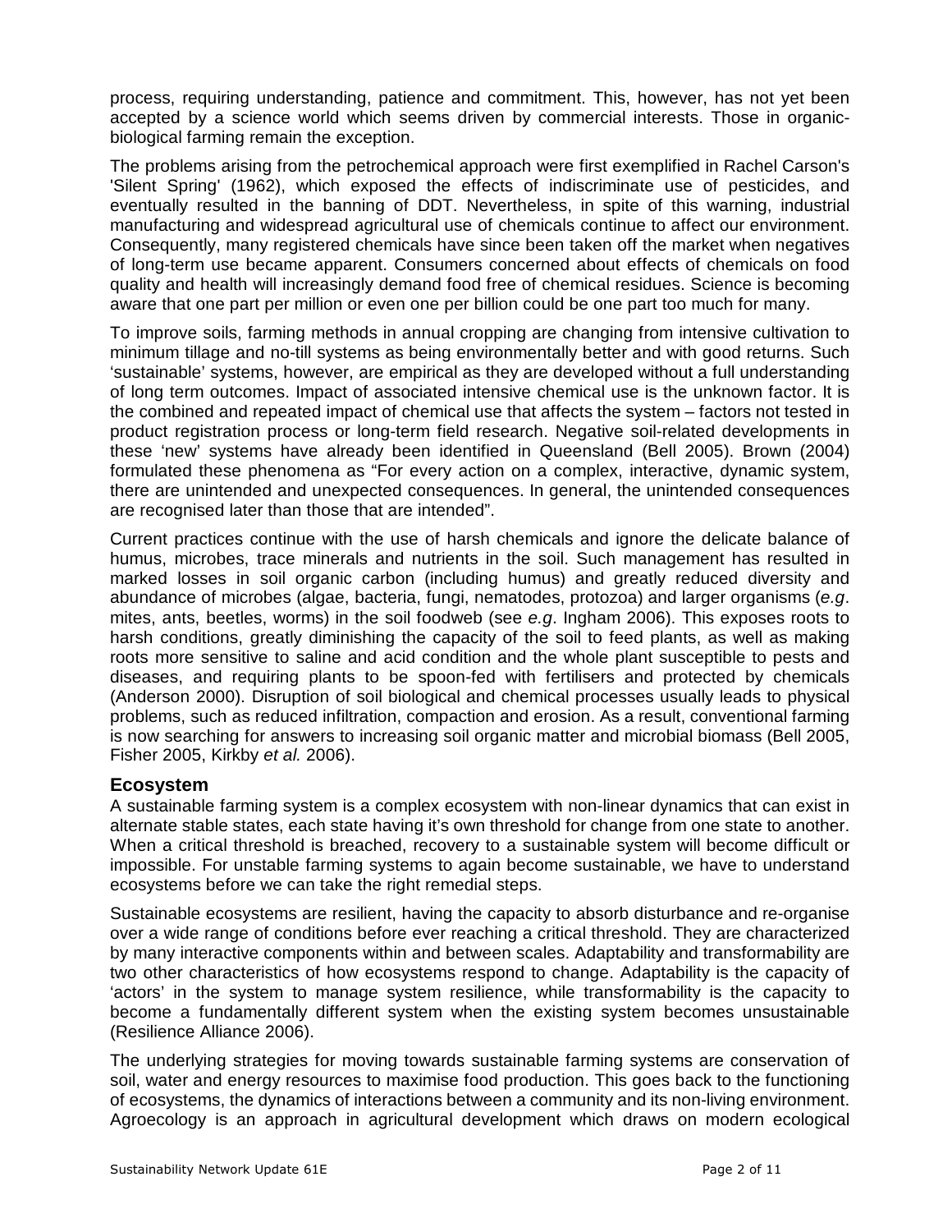process, requiring understanding, patience and commitment. This, however, has not yet been accepted by a science world which seems driven by commercial interests. Those in organic-biological farming remain the exception.

The problems arising from the petrochemical approach were first exemplified in Rachel Carson's 'Silent Spring' (1962), which exposed the effects of indiscriminate use of pesticides, and eventually resulted in the banning of DDT. Nevertheless, in spite of this warning, industrial manufacturing and widespread agricultural use of chemicals continue to affect our environment. Consequently, many registered chemicals have since been taken off the market when negatives of long-term use became apparent. Consumers concerned about effects of chemicals on food quality and health will increasingly demand food free of chemical residues. Science is becoming aware that one part per million or even one per billion could be one part too much for many.

To improve soils, farming methods in annual cropping are changing from intensive cultivation to minimum tillage and no-till systems as being environmentally better and with good returns. Such 'sustainable' systems, however, are empirical as they are developed without a full understanding of long term outcomes. Impact of associated intensive chemical use is the unknown factor. It is the combined and repeated impact of chemical use that affects the system – factors not tested in product registration process or long-term field research. Negative soil-related developments in these 'new' systems have already been identified in Queensland (Bell 2005). Brown (2004) formulated these phenomena as "For every action on a complex, interactive, dynamic system, there are unintended and unexpected consequences. In general, the unintended consequences are recognised later than those that are intended".

Current practices continue with the use of harsh chemicals and ignore the delicate balance of humus, microbes, trace minerals and nutrients in the soil. Such management has resulted in marked losses in soil organic carbon (including humus) and greatly reduced diversity and abundance of microbes (algae, bacteria, fungi, nematodes, protozoa) and larger organisms (*e.g*. mites, ants, beetles, worms) in the soil foodweb (see *e.g*. Ingham 2006). This exposes roots to harsh conditions, greatly diminishing the capacity of the soil to feed plants, as well as making roots more sensitive to saline and acid condition and the whole plant susceptible to pests and diseases, and requiring plants to be spoon-fed with fertilisers and protected by chemicals (Anderson 2000). Disruption of soil biological and chemical processes usually leads to physical problems, such as reduced infiltration, compaction and erosion. As a result, conventional farming is now searching for answers to increasing soil organic matter and microbial biomass (Bell 2005, Fisher 2005, Kirkby *et al.* 2006).

## Ecosystem

A sustainable farming system is a complex ecosystem with non-linear dynamics that can exist in alternate stable states, each state having it's own threshold for change from one state to another. When a critical threshold is breached, recovery to a sustainable system will become difficult or impossible. For unstable farming systems to again become sustainable, we have to understand ecosystems before we can take the right remedial steps.

Sustainable ecosystems are resilient, having the capacity to absorb disturbance and re-organise over a wide range of conditions before ever reaching a critical threshold. They are characterized by many interactive components within and between scales. Adaptability and transformability are two other characteristics of how ecosystems respond to change. Adaptability is the capacity of 'actors' in the system to manage system resilience, while transformability is the capacity to become a fundamentally different system when the existing system becomes unsustainable (Resilience Alliance 2006).

The underlying strategies for moving towards sustainable farming systems are conservation of soil, water and energy resources to maximise food production. This goes back to the functioning of ecosystems, the dynamics of interactions between a community and its non-living environment. Agroecology is an approach in agricultural development which draws on modern ecological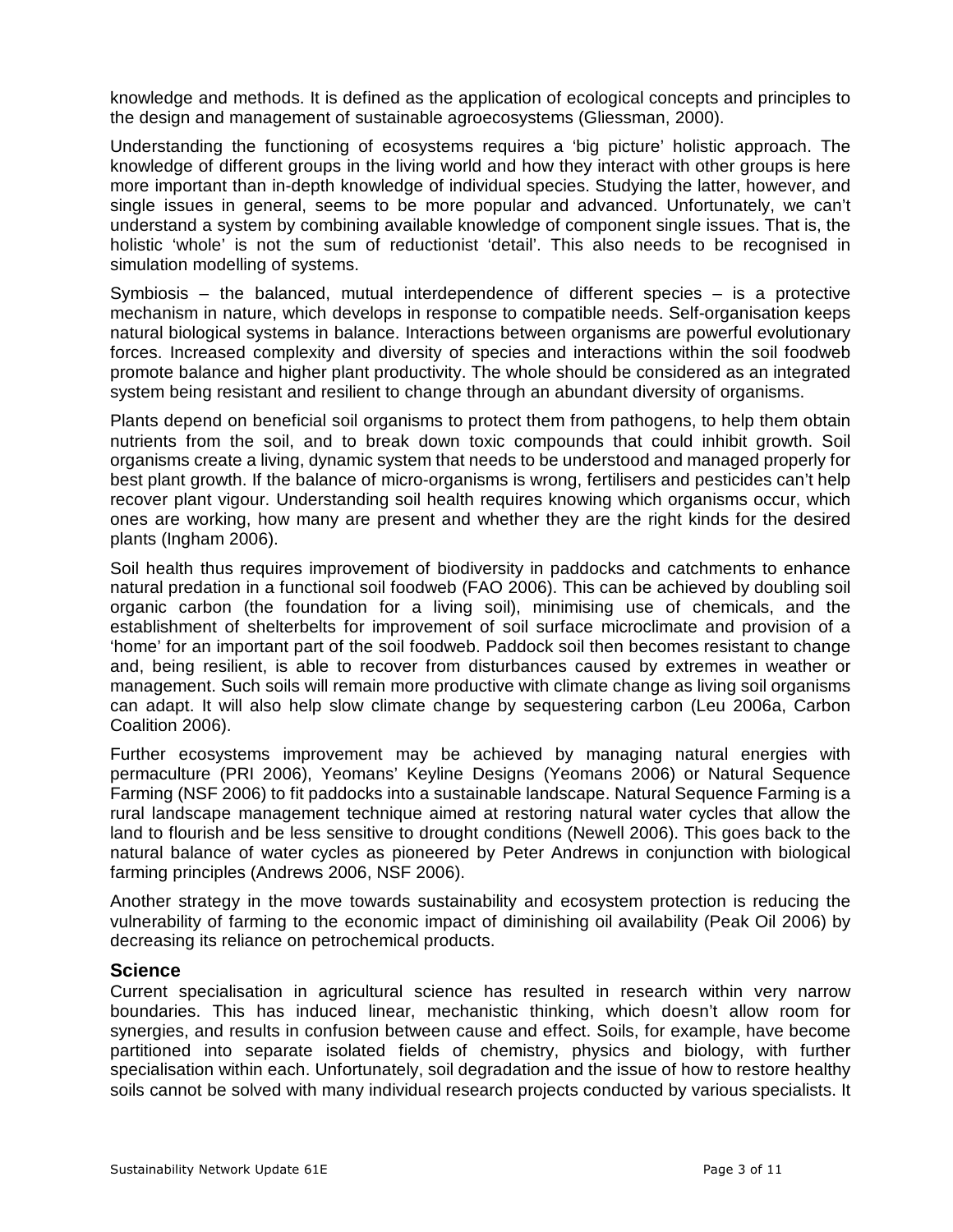knowledge and methods. It is defined as the application of ecological concepts and principles to the design and management of sustainable agroecosystems (Gliessman, 2000).

Understanding the functioning of ecosystems requires a 'big picture' holistic approach. The knowledge of different groups in the living world and how they interact with other groups is here more important than in-depth knowledge of individual species. Studying the latter, however, and single issues in general, seems to be more popular and advanced. Unfortunately, we can't understand a system by combining available knowledge of component single issues. That is, the holistic 'whole' is not the sum of reductionist 'detail'. This also needs to be recognised in simulation modelling of systems.

Symbiosis – the balanced, mutual interdependence of different species – is a protective mechanism in nature, which develops in response to compatible needs. Self-organisation keeps natural biological systems in balance. Interactions between organisms are powerful evolutionary forces. Increased complexity and diversity of species and interactions within the soil foodweb promote balance and higher plant productivity. The whole should be considered as an integrated system being resistant and resilient to change through an abundant diversity of organisms.

Plants depend on beneficial soil organisms to protect them from pathogens, to help them obtain nutrients from the soil, and to break down toxic compounds that could inhibit growth. Soil organisms create a living, dynamic system that needs to be understood and managed properly for best plant growth. If the balance of micro-organisms is wrong, fertilisers and pesticides can't help recover plant vigour. Understanding soil health requires knowing which organisms occur, which ones are working, how many are present and whether they are the right kinds for the desired plants (Ingham 2006).

Soil health thus requires improvement of biodiversity in paddocks and catchments to enhance natural predation in a functional soil foodweb (FAO 2006). This can be achieved by doubling soil organic carbon (the foundation for a living soil), minimising use of chemicals, and the establishment of shelterbelts for improvement of soil surface microclimate and provision of a 'home' for an important part of the soil foodweb. Paddock soil then becomes resistant to change and, being resilient, is able to recover from disturbances caused by extremes in weather or management. Such soils will remain more productive with climate change as living soil organisms can adapt. It will also help slow climate change by sequestering carbon (Leu 2006a, Carbon Coalition 2006).

Further ecosystems improvement may be achieved by managing natural energies with permaculture (PRI 2006), Yeomans' Keyline Designs (Yeomans 2006) or Natural Sequence Farming (NSF 2006) to fit paddocks into a sustainable landscape. Natural Sequence Farming is a rural landscape management technique aimed at restoring natural water cycles that allow the land to flourish and be less sensitive to drought conditions (Newell 2006). This goes back to the natural balance of water cycles as pioneered by Peter Andrews in conjunction with biological farming principles (Andrews 2006, NSF 2006).

Another strategy in the move towards sustainability and ecosystem protection is reducing the vulnerability of farming to the economic impact of diminishing oil availability (Peak Oil 2006) by decreasing its reliance on petrochemical products.

### Science

Current specialisation in agricultural science has resulted in research within very narrow boundaries. This has induced linear, mechanistic thinking, which doesn't allow room for synergies, and results in confusion between cause and effect. Soils, for example, have become partitioned into separate isolated fields of chemistry, physics and biology, with further specialisation within each. Unfortunately, soil degradation and the issue of how to restore healthy soils cannot be solved with many individual research projects conducted by various specialists. It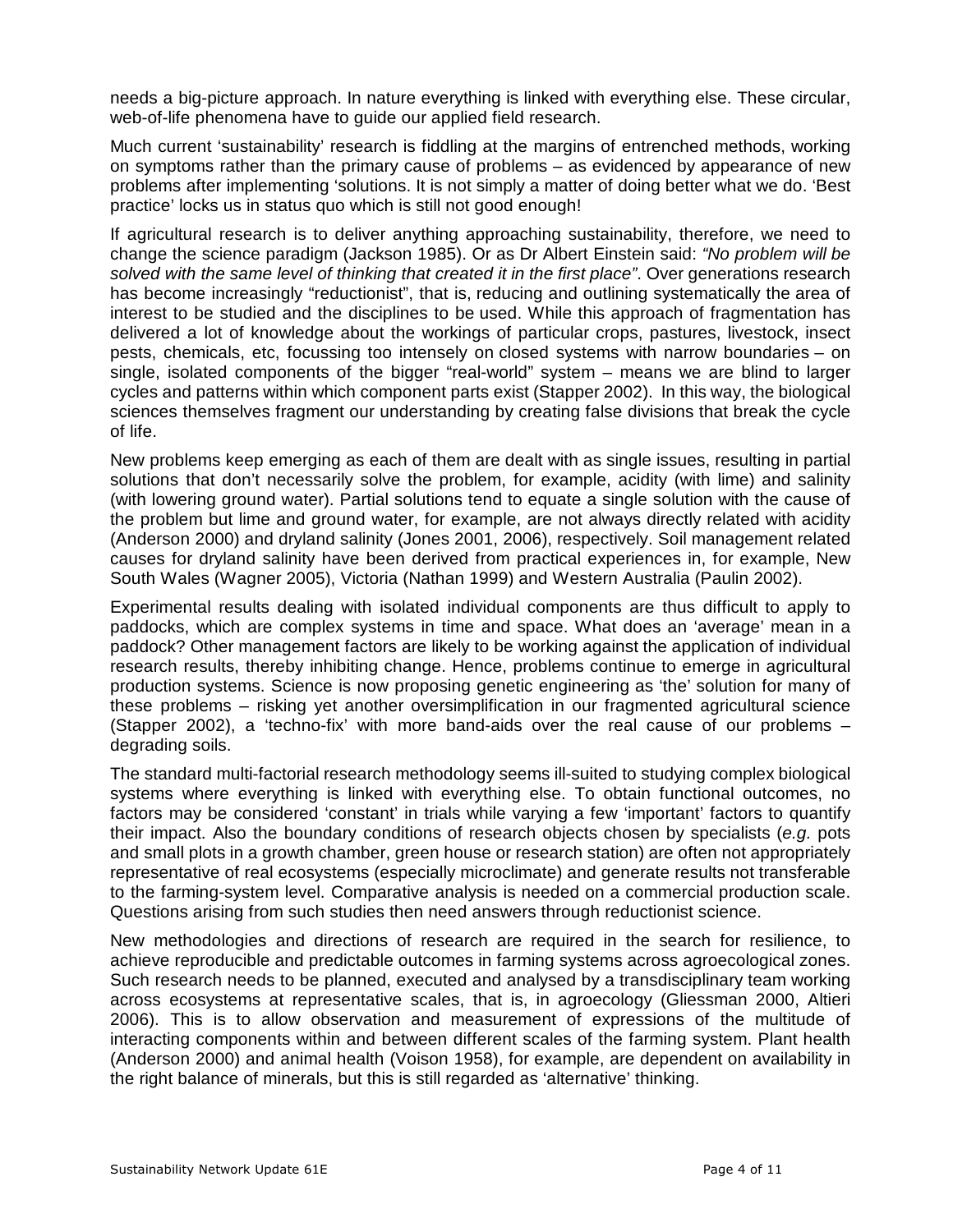needs a big-picture approach. In nature everything is linked with everything else. These circular, web-of-life phenomena have to guide our applied field research.

Much current 'sustainability' research is fiddling at the margins of entrenched methods, working on symptoms rather than the primary cause of problems – as evidenced by appearance of new problems after implementing 'solutions. It is not simply a matter of doing better what we do. 'Best practice' locks us in status quo which is still not good enough!

If agricultural research is to deliver anything approaching sustainability, therefore, we need to change the science paradigm (Jackson 1985). Or as Dr Albert Einstein said: *"No problem will be solved with the same level of thinking that created it in the first place"*. Over generations research has become increasingly "reductionist", that is, reducing and outlining systematically the area of interest to be studied and the disciplines to be used. While this approach of fragmentation has delivered a lot of knowledge about the workings of particular crops, pastures, livestock, insect pests, chemicals, etc, focussing too intensely on closed systems with narrow boundaries – on single, isolated components of the bigger "real-world" system – means we are blind to larger cycles and patterns within which component parts exist (Stapper 2002). In this way, the biological sciences themselves fragment our understanding by creating false divisions that break the cycle of life.

New problems keep emerging as each of them are dealt with as single issues, resulting in partial solutions that don't necessarily solve the problem, for example, acidity (with lime) and salinity (with lowering ground water). Partial solutions tend to equate a single solution with the cause of the problem but lime and ground water, for example, are not always directly related with acidity (Anderson 2000) and dryland salinity (Jones 2001, 2006), respectively. Soil management related causes for dryland salinity have been derived from practical experiences in, for example, New South Wales (Wagner 2005), Victoria (Nathan 1999) and Western Australia (Paulin 2002).

Experimental results dealing with isolated individual components are thus difficult to apply to paddocks, which are complex systems in time and space. What does an 'average' mean in a paddock? Other management factors are likely to be working against the application of individual research results, thereby inhibiting change. Hence, problems continue to emerge in agricultural production systems. Science is now proposing genetic engineering as 'the' solution for many of these problems – risking yet another oversimplification in our fragmented agricultural science (Stapper 2002), a 'techno-fix' with more band-aids over the real cause of our problems – degrading soils.

The standard multi-factorial research methodology seems ill-suited to studying complex biological systems where everything is linked with everything else. To obtain functional outcomes, no factors may be considered 'constant' in trials while varying a few 'important' factors to quantify their impact. Also the boundary conditions of research objects chosen by specialists (*e.g.* pots and small plots in a growth chamber, green house or research station) are often not appropriately representative of real ecosystems (especially microclimate) and generate results not transferable to the farming-system level. Comparative analysis is needed on a commercial production scale. Questions arising from such studies then need answers through reductionist science.

New methodologies and directions of research are required in the search for resilience, to achieve reproducible and predictable outcomes in farming systems across agroecological zones. Such research needs to be planned, executed and analysed by a transdisciplinary team working across ecosystems at representative scales, that is, in agroecology (Gliessman 2000, Altieri 2006). This is to allow observation and measurement of expressions of the multitude of interacting components within and between different scales of the farming system. Plant health (Anderson 2000) and animal health (Voison 1958), for example, are dependent on availability in the right balance of minerals, but this is still regarded as 'alternative' thinking.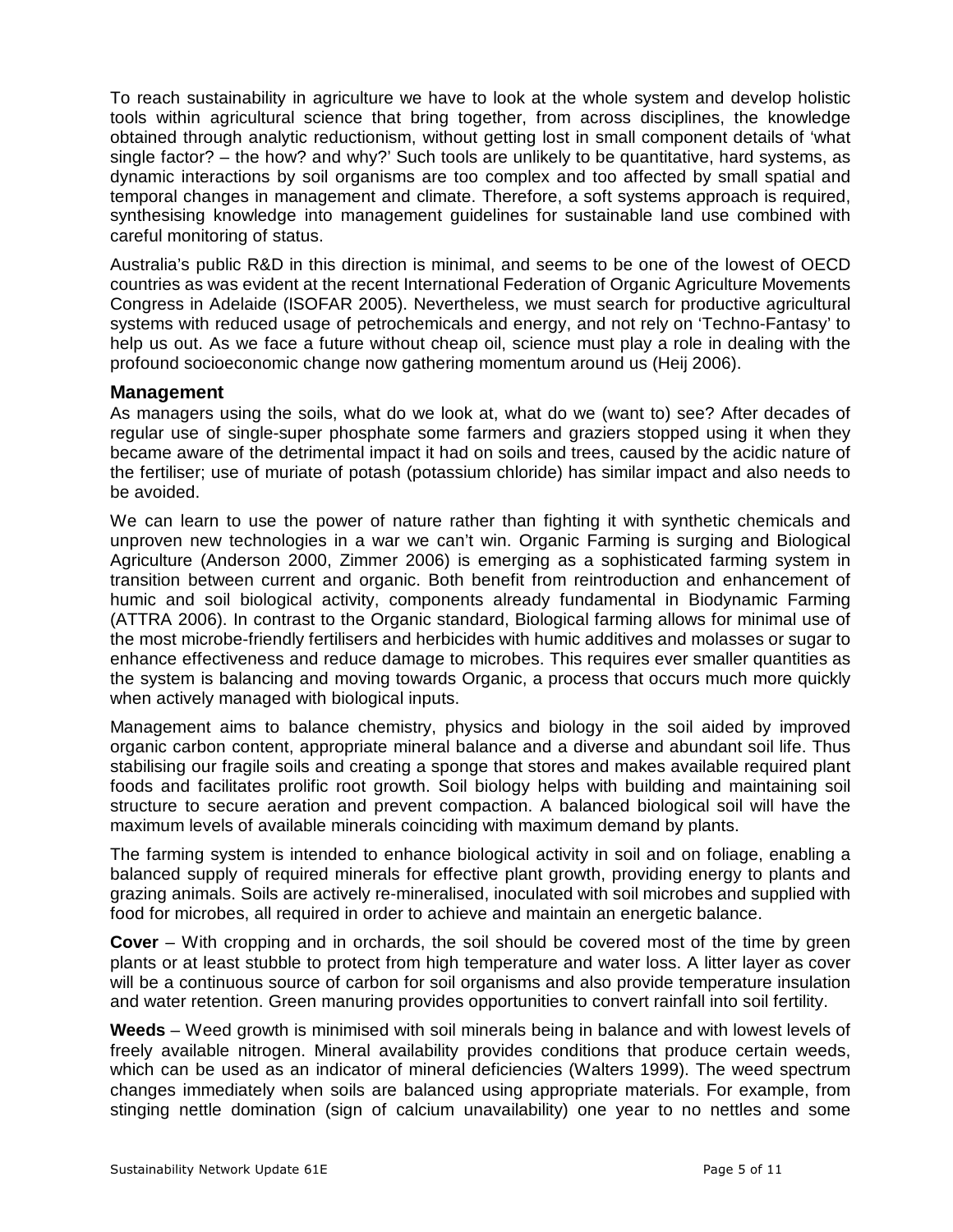To reach sustainability in agriculture we have to look at the whole system and develop holistic tools within agricultural science that bring together, from across disciplines, the knowledge obtained through analytic reductionism, without getting lost in small component details of 'what single factor? – the how? and why?' Such tools are unlikely to be quantitative, hard systems, as dynamic interactions by soil organisms are too complex and too affected by small spatial and temporal changes in management and climate. Therefore, a soft systems approach is required, synthesising knowledge into management guidelines for sustainable land use combined with careful monitoring of status.

Australia's public R&D in this direction is minimal, and seems to be one of the lowest of OECD countries as was evident at the recent International Federation of Organic Agriculture Movements Congress in Adelaide (ISOFAR 2005). Nevertheless, we must search for productive agricultural systems with reduced usage of petrochemicals and energy, and not rely on 'Techno-Fantasy' to help us out. As we face a future without cheap oil, science must play a role in dealing with the profound socioeconomic change now gathering momentum around us (Heij 2006).

### Management

As managers using the soils, what do we look at, what do we (want to) see? After decades of regular use of single-super phosphate some farmers and graziers stopped using it when they became aware of the detrimental impact it had on soils and trees, caused by the acidic nature of the fertiliser; use of muriate of potash (potassium chloride) has similar impact and also needs to be avoided.

We can learn to use the power of nature rather than fighting it with synthetic chemicals and unproven new technologies in a war we can't win. Organic Farming is surging and Biological Agriculture (Anderson 2000, Zimmer 2006) is emerging as a sophisticated farming system in transition between current and organic. Both benefit from reintroduction and enhancement of humic and soil biological activity, components already fundamental in Biodynamic Farming (ATTRA 2006). In contrast to the Organic standard, Biological farming allows for minimal use of the most microbe-friendly fertilisers and herbicides with humic additives and molasses or sugar to enhance effectiveness and reduce damage to microbes. This requires ever smaller quantities as the system is balancing and moving towards Organic, a process that occurs much more quickly when actively managed with biological inputs.

Management aims to balance chemistry, physics and biology in the soil aided by improved organic carbon content, appropriate mineral balance and a diverse and abundant soil life. Thus stabilising our fragile soils and creating a sponge that stores and makes available required plant foods and facilitates prolific root growth. Soil biology helps with building and maintaining soil structure to secure aeration and prevent compaction. A balanced biological soil will have the maximum levels of available minerals coinciding with maximum demand by plants.

The farming system is intended to enhance biological activity in soil and on foliage, enabling a balanced supply of required minerals for effective plant growth, providing energy to plants and grazing animals. Soils are actively re-mineralised, inoculated with soil microbes and supplied with food for microbes, all required in order to achieve and maintain an energetic balance.

**Cover** – With cropping and in orchards, the soil should be covered most of the time by green plants or at least stubble to protect from high temperature and water loss. A litter layer as cover will be a continuous source of carbon for soil organisms and also provide temperature insulation and water retention. Green manuring provides opportunities to convert rainfall into soil fertility.

**Weeds** – Weed growth is minimised with soil minerals being in balance and with lowest levels of freely available nitrogen. Mineral availability provides conditions that produce certain weeds, which can be used as an indicator of mineral deficiencies (Walters 1999). The weed spectrum changes immediately when soils are balanced using appropriate materials. For example, from stinging nettle domination (sign of calcium unavailability) one year to no nettles and some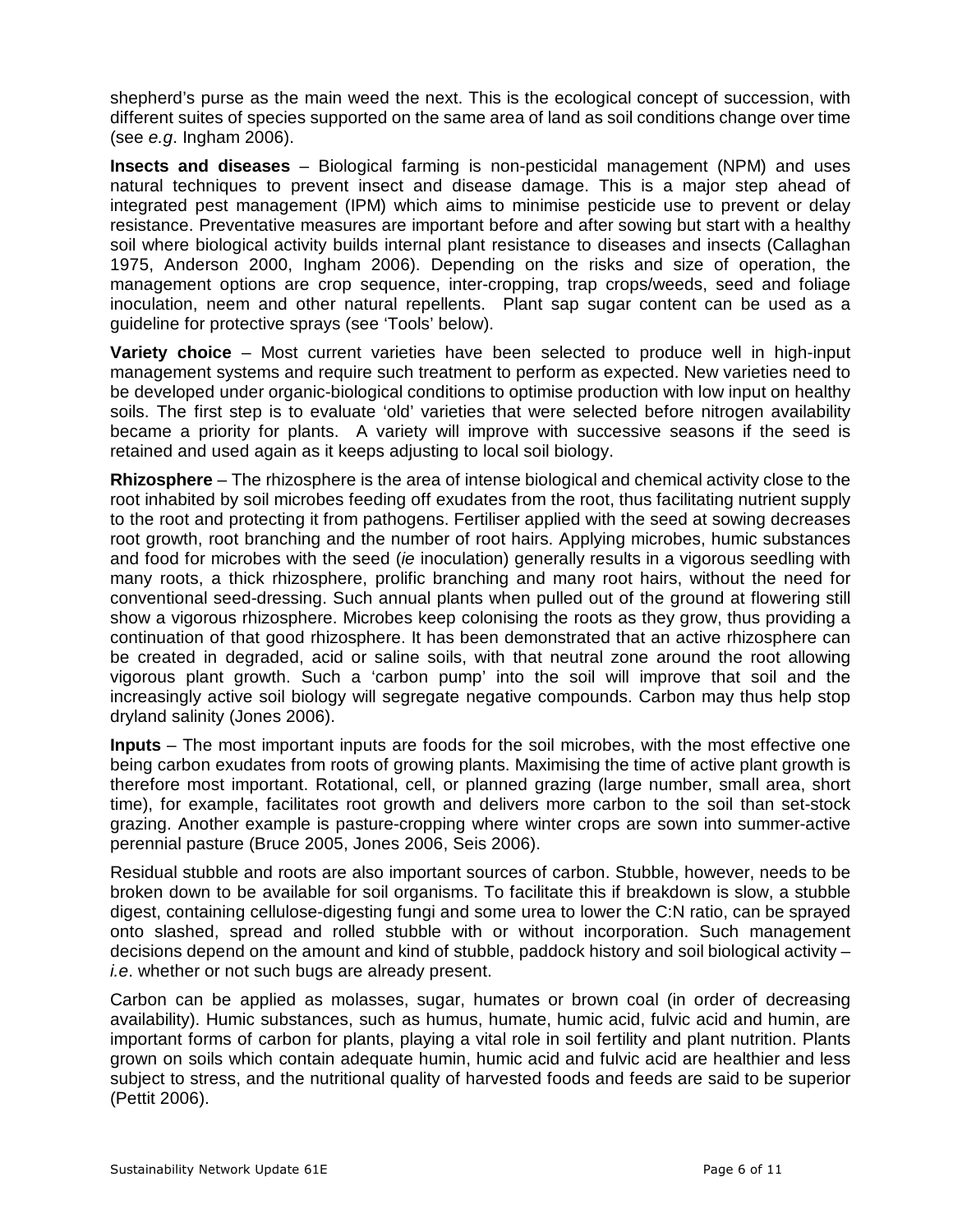shepherd's purse as the main weed the next. This is the ecological concept of succession, with different suites of species supported on the same area of land as soil conditions change over time (see *e.g*. Ingham 2006).

**Insects and diseases** – Biological farming is non-pesticidal management (NPM) and uses natural techniques to prevent insect and disease damage. This is a major step ahead of integrated pest management (IPM) which aims to minimise pesticide use to prevent or delay resistance. Preventative measures are important before and after sowing but start with a healthy soil where biological activity builds internal plant resistance to diseases and insects (Callaghan 1975, Anderson 2000, Ingham 2006). Depending on the risks and size of operation, the management options are crop sequence, inter-cropping, trap crops/weeds, seed and foliage inoculation, neem and other natural repellents. Plant sap sugar content can be used as a guideline for protective sprays (see 'Tools' below).

**Variety choice** – Most current varieties have been selected to produce well in high-input management systems and require such treatment to perform as expected. New varieties need to be developed under organic-biological conditions to optimise production with low input on healthy soils. The first step is to evaluate 'old' varieties that were selected before nitrogen availability became a priority for plants. A variety will improve with successive seasons if the seed is retained and used again as it keeps adjusting to local soil biology.

**Rhizosphere** – The rhizosphere is the area of intense biological and chemical activity close to the root inhabited by soil microbes feeding off exudates from the root, thus facilitating nutrient supply to the root and protecting it from pathogens. Fertiliser applied with the seed at sowing decreases root growth, root branching and the number of root hairs. Applying microbes, humic substances and food for microbes with the seed (*ie* inoculation) generally results in a vigorous seedling with many roots, a thick rhizosphere, prolific branching and many root hairs, without the need for conventional seed-dressing. Such annual plants when pulled out of the ground at flowering still show a vigorous rhizosphere. Microbes keep colonising the roots as they grow, thus providing a continuation of that good rhizosphere. It has been demonstrated that an active rhizosphere can be created in degraded, acid or saline soils, with that neutral zone around the root allowing vigorous plant growth. Such a 'carbon pump' into the soil will improve that soil and the increasingly active soil biology will segregate negative compounds. Carbon may thus help stop dryland salinity (Jones 2006).

**Inputs** – The most important inputs are foods for the soil microbes, with the most effective one being carbon exudates from roots of growing plants. Maximising the time of active plant growth is therefore most important. Rotational, cell, or planned grazing (large number, small area, short time), for example, facilitates root growth and delivers more carbon to the soil than set-stock grazing. Another example is pasture-cropping where winter crops are sown into summer-active perennial pasture (Bruce 2005, Jones 2006, Seis 2006).

Residual stubble and roots are also important sources of carbon. Stubble, however, needs to be broken down to be available for soil organisms. To facilitate this if breakdown is slow, a stubble digest, containing cellulose-digesting fungi and some urea to lower the C:N ratio, can be sprayed onto slashed, spread and rolled stubble with or without incorporation. Such management decisions depend on the amount and kind of stubble, paddock history and soil biological activity – *i.e*. whether or not such bugs are already present.

Carbon can be applied as molasses, sugar, humates or brown coal (in order of decreasing availability). Humic substances, such as humus, humate, humic acid, fulvic acid and humin, are important forms of carbon for plants, playing a vital role in soil fertility and plant nutrition. Plants grown on soils which contain adequate humin, humic acid and fulvic acid are healthier and less subject to stress, and the nutritional quality of harvested foods and feeds are said to be superior (Pettit 2006).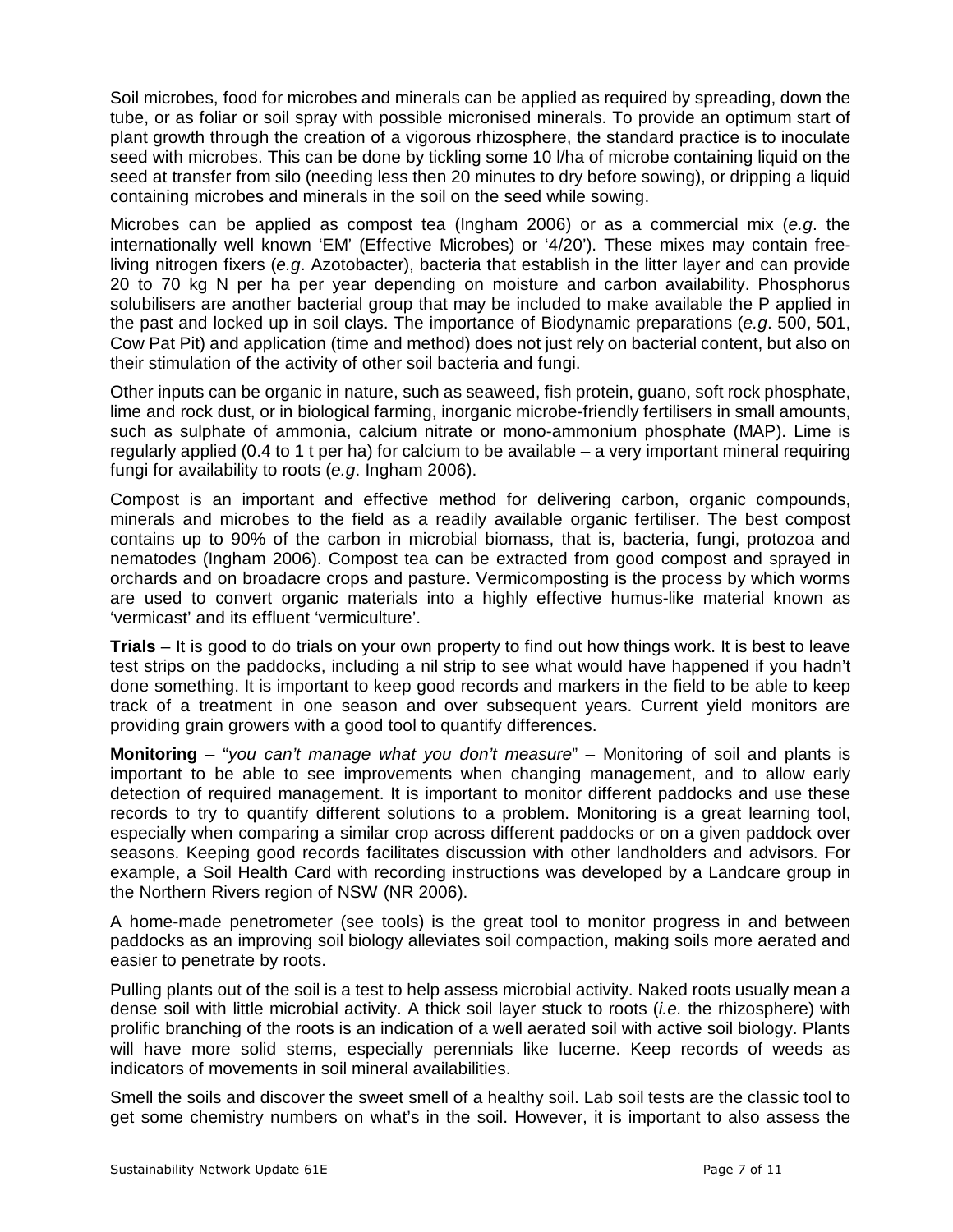Soil microbes, food for microbes and minerals can be applied as required by spreading, down the tube, or as foliar or soil spray with possible micronised minerals. To provide an optimum start of plant growth through the creation of a vigorous rhizosphere, the standard practice is to inoculate seed with microbes. This can be done by tickling some 10 l/ha of microbe containing liquid on the seed at transfer from silo (needing less then 20 minutes to dry before sowing), or dripping a liquid containing microbes and minerals in the soil on the seed while sowing.

Microbes can be applied as compost tea (Ingham 2006) or as a commercial mix (*e.g*. the internationally well known 'EM' (Effective Microbes) or '4/20'). These mixes may contain free-living nitrogen fixers (*e.g*. Azotobacter), bacteria that establish in the litter layer and can provide 20 to 70 kg N per ha per year depending on moisture and carbon availability. Phosphorus solubilisers are another bacterial group that may be included to make available the P applied in the past and locked up in soil clays. The importance of Biodynamic preparations (*e.g*. 500, 501, Cow Pat Pit) and application (time and method) does not just rely on bacterial content, but also on their stimulation of the activity of other soil bacteria and fungi.

Other inputs can be organic in nature, such as seaweed, fish protein, guano, soft rock phosphate, lime and rock dust, or in biological farming, inorganic microbe-friendly fertilisers in small amounts, such as sulphate of ammonia, calcium nitrate or mono-ammonium phosphate (MAP). Lime is regularly applied (0.4 to 1 t per ha) for calcium to be available – a very important mineral requiring fungi for availability to roots (*e.g*. Ingham 2006).

Compost is an important and effective method for delivering carbon, organic compounds, minerals and microbes to the field as a readily available organic fertiliser. The best compost contains up to 90% of the carbon in microbial biomass, that is, bacteria, fungi, protozoa and nematodes (Ingham 2006). Compost tea can be extracted from good compost and sprayed in orchards and on broadacre crops and pasture. Vermicomposting is the process by which worms are used to convert organic materials into a highly effective humus-like material known as 'vermicast' and its effluent 'vermiculture'.

**Trials** – It is good to do trials on your own property to find out how things work. It is best to leave test strips on the paddocks, including a nil strip to see what would have happened if you hadn't done something. It is important to keep good records and markers in the field to be able to keep track of a treatment in one season and over subsequent years. Current yield monitors are providing grain growers with a good tool to quantify differences.

**Monitoring** – "*you can't manage what you don't measure*" – Monitoring of soil and plants is important to be able to see improvements when changing management, and to allow early detection of required management. It is important to monitor different paddocks and use these records to try to quantify different solutions to a problem. Monitoring is a great learning tool, especially when comparing a similar crop across different paddocks or on a given paddock over seasons. Keeping good records facilitates discussion with other landholders and advisors. For example, a Soil Health Card with recording instructions was developed by a Landcare group in the Northern Rivers region of NSW (NR 2006).

A home-made penetrometer (see tools) is the great tool to monitor progress in and between paddocks as an improving soil biology alleviates soil compaction, making soils more aerated and easier to penetrate by roots.

Pulling plants out of the soil is a test to help assess microbial activity. Naked roots usually mean a dense soil with little microbial activity. A thick soil layer stuck to roots (*i.e.* the rhizosphere) with prolific branching of the roots is an indication of a well aerated soil with active soil biology. Plants will have more solid stems, especially perennials like lucerne. Keep records of weeds as indicators of movements in soil mineral availabilities.

Smell the soils and discover the sweet smell of a healthy soil. Lab soil tests are the classic tool to get some chemistry numbers on what's in the soil. However, it is important to also assess the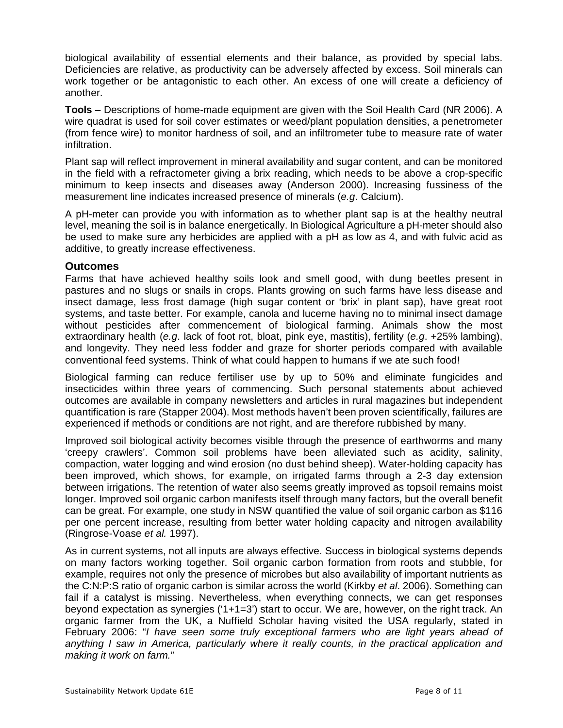biological availability of essential elements and their balance, as provided by special labs. Deficiencies are relative, as productivity can be adversely affected by excess. Soil minerals can work together or be antagonistic to each other. An excess of one will create a deficiency of another.

**Tools** – Descriptions of home-made equipment are given with the Soil Health Card (NR 2006). A wire quadrat is used for soil cover estimates or weed/plant population densities, a penetrometer (from fence wire) to monitor hardness of soil, and an infiltrometer tube to measure rate of water infiltration.

Plant sap will reflect improvement in mineral availability and sugar content, and can be monitored in the field with a refractometer giving a brix reading, which needs to be above a crop-specific minimum to keep insects and diseases away (Anderson 2000). Increasing fussiness of the measurement line indicates increased presence of minerals (*e.g*. Calcium).

A pH-meter can provide you with information as to whether plant sap is at the healthy neutral level, meaning the soil is in balance energetically. In Biological Agriculture a pH-meter should also be used to make sure any herbicides are applied with a pH as low as 4, and with fulvic acid as additive, to greatly increase effectiveness.

## Outcomes

Farms that have achieved healthy soils look and smell good, with dung beetles present in pastures and no slugs or snails in crops. Plants growing on such farms have less disease and insect damage, less frost damage (high sugar content or 'brix' in plant sap), have great root systems, and taste better. For example, canola and lucerne having no to minimal insect damage without pesticides after commencement of biological farming. Animals show the most extraordinary health (*e.g*. lack of foot rot, bloat, pink eye, mastitis), fertility (*e.g*. +25% lambing), and longevity. They need less fodder and graze for shorter periods compared with available conventional feed systems. Think of what could happen to humans if we ate such food!

Biological farming can reduce fertiliser use by up to 50% and eliminate fungicides and insecticides within three years of commencing. Such personal statements about achieved outcomes are available in company newsletters and articles in rural magazines but independent quantification is rare (Stapper 2004). Most methods haven't been proven scientifically, failures are experienced if methods or conditions are not right, and are therefore rubbished by many.

Improved soil biological activity becomes visible through the presence of earthworms and many 'creepy crawlers'. Common soil problems have been alleviated such as acidity, salinity, compaction, water logging and wind erosion (no dust behind sheep). Water-holding capacity has been improved, which shows, for example, on irrigated farms through a 2-3 day extension between irrigations. The retention of water also seems greatly improved as topsoil remains moist longer. Improved soil organic carbon manifests itself through many factors, but the overall benefit can be great. For example, one study in NSW quantified the value of soil organic carbon as $116 per one percent increase, resulting from better water holding capacity and nitrogen availability (Ringrose-Voase *et al.* 1997).

As in current systems, not all inputs are always effective. Success in biological systems depends on many factors working together. Soil organic carbon formation from roots and stubble, for example, requires not only the presence of microbes but also availability of important nutrients as the C:N:P:S ratio of organic carbon is similar across the world (Kirkby *et al*. 2006). Something can fail if a catalyst is missing. Nevertheless, when everything connects, we can get responses beyond expectation as synergies ('1+1=3') start to occur. We are, however, on the right track. An organic farmer from the UK, a Nuffield Scholar having visited the USA regularly, stated in February 2006: "*I have seen some truly exceptional farmers who are light years ahead of anything I saw in America, particularly where it really counts, in the practical application and making it work on farm.*"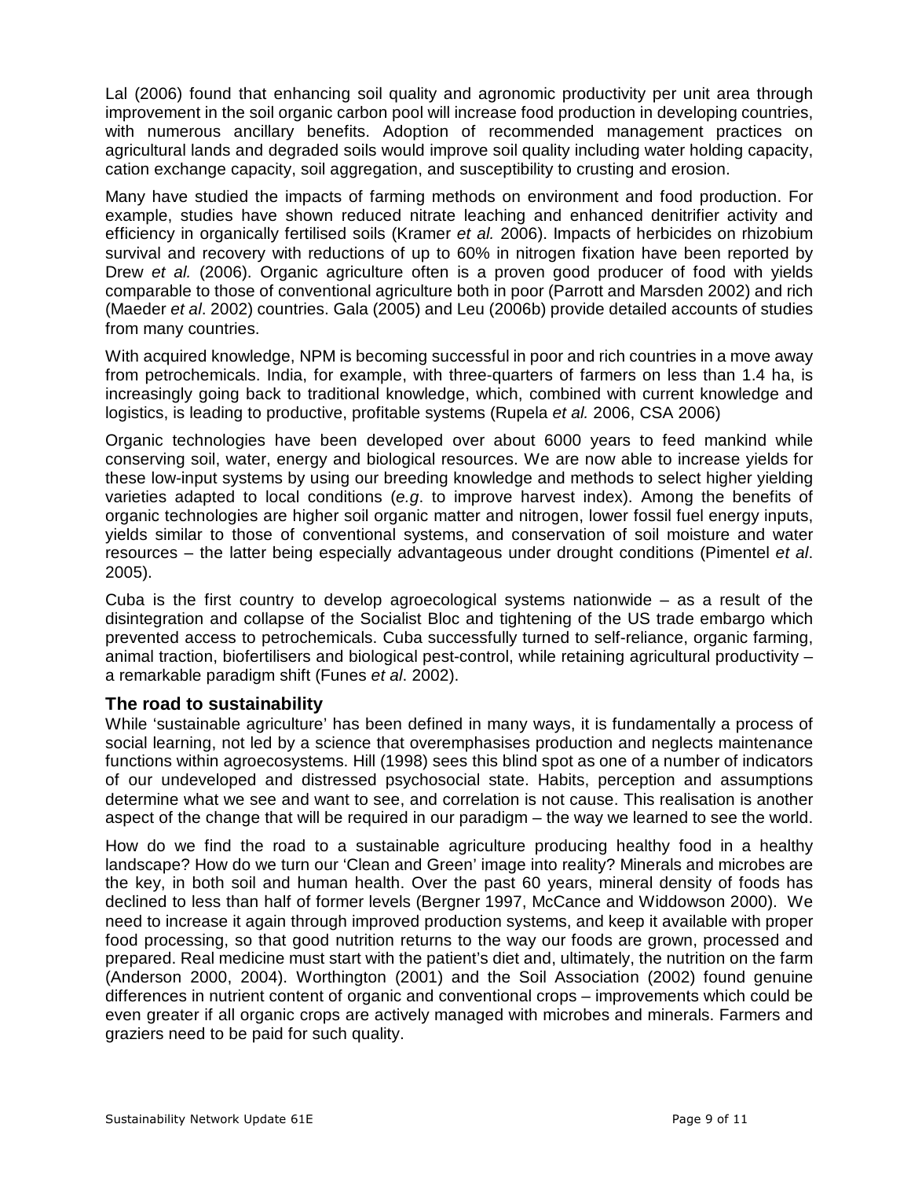Lal (2006) found that enhancing soil quality and agronomic productivity per unit area through improvement in the soil organic carbon pool will increase food production in developing countries, with numerous ancillary benefits. Adoption of recommended management practices on agricultural lands and degraded soils would improve soil quality including water holding capacity, cation exchange capacity, soil aggregation, and susceptibility to crusting and erosion.

Many have studied the impacts of farming methods on environment and food production. For example, studies have shown reduced nitrate leaching and enhanced denitrifier activity and efficiency in organically fertilised soils (Kramer *et al.* 2006). Impacts of herbicides on rhizobium survival and recovery with reductions of up to 60% in nitrogen fixation have been reported by Drew *et al.* (2006). Organic agriculture often is a proven good producer of food with yields comparable to those of conventional agriculture both in poor (Parrott and Marsden 2002) and rich (Maeder *et al*. 2002) countries. Gala (2005) and Leu (2006b) provide detailed accounts of studies from many countries.

With acquired knowledge, NPM is becoming successful in poor and rich countries in a move away from petrochemicals. India, for example, with three-quarters of farmers on less than 1.4 ha, is increasingly going back to traditional knowledge, which, combined with current knowledge and logistics, is leading to productive, profitable systems (Rupela *et al.* 2006, CSA 2006)

Organic technologies have been developed over about 6000 years to feed mankind while conserving soil, water, energy and biological resources. We are now able to increase yields for these low-input systems by using our breeding knowledge and methods to select higher yielding varieties adapted to local conditions (*e.g*. to improve harvest index). Among the benefits of organic technologies are higher soil organic matter and nitrogen, lower fossil fuel energy inputs, yields similar to those of conventional systems, and conservation of soil moisture and water resources – the latter being especially advantageous under drought conditions (Pimentel *et al*. 2005).

Cuba is the first country to develop agroecological systems nationwide – as a result of the disintegration and collapse of the Socialist Bloc and tightening of the US trade embargo which prevented access to petrochemicals. Cuba successfully turned to self-reliance, organic farming, animal traction, biofertilisers and biological pest-control, while retaining agricultural productivity – a remarkable paradigm shift (Funes *et al*. 2002).

### The road to sustainability

While 'sustainable agriculture' has been defined in many ways, it is fundamentally a process of social learning, not led by a science that overemphasises production and neglects maintenance functions within agroecosystems. Hill (1998) sees this blind spot as one of a number of indicators of our undeveloped and distressed psychosocial state. Habits, perception and assumptions determine what we see and want to see, and correlation is not cause. This realisation is another aspect of the change that will be required in our paradigm – the way we learned to see the world.

How do we find the road to a sustainable agriculture producing healthy food in a healthy landscape? How do we turn our 'Clean and Green' image into reality? Minerals and microbes are the key, in both soil and human health. Over the past 60 years, mineral density of foods has declined to less than half of former levels (Bergner 1997, McCance and Widdowson 2000). We need to increase it again through improved production systems, and keep it available with proper food processing, so that good nutrition returns to the way our foods are grown, processed and prepared. Real medicine must start with the patient's diet and, ultimately, the nutrition on the farm (Anderson 2000, 2004). Worthington (2001) and the Soil Association (2002) found genuine differences in nutrient content of organic and conventional crops – improvements which could be even greater if all organic crops are actively managed with microbes and minerals. Farmers and graziers need to be paid for such quality.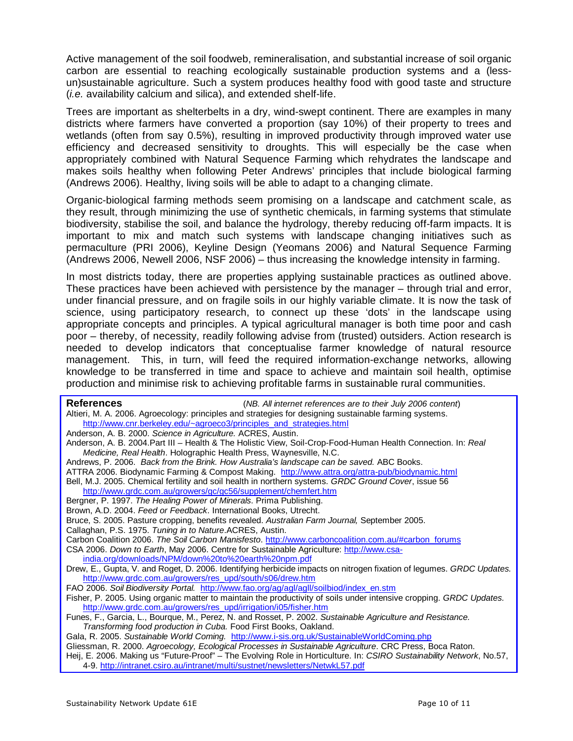Active management of the soil foodweb, remineralisation, and substantial increase of soil organic carbon are essential to reaching ecologically sustainable production systems and a (less-un)sustainable agriculture. Such a system produces healthy food with good taste and structure (*i.e.* availability calcium and silica), and extended shelf-life.

Trees are important as shelterbelts in a dry, wind-swept continent. There are examples in many districts where farmers have converted a proportion (say 10%) of their property to trees and wetlands (often from say 0.5%), resulting in improved productivity through improved water use efficiency and decreased sensitivity to droughts. This will especially be the case when appropriately combined with Natural Sequence Farming which rehydrates the landscape and makes soils healthy when following Peter Andrews' principles that include biological farming (Andrews 2006). Healthy, living soils will be able to adapt to a changing climate.

Organic-biological farming methods seem promising on a landscape and catchment scale, as they result, through minimizing the use of synthetic chemicals, in farming systems that stimulate biodiversity, stabilise the soil, and balance the hydrology, thereby reducing off-farm impacts. It is important to mix and match such systems with landscape changing initiatives such as permaculture (PRI 2006), Keyline Design (Yeomans 2006) and Natural Sequence Farming (Andrews 2006, Newell 2006, NSF 2006) – thus increasing the knowledge intensity in farming.

In most districts today, there are properties applying sustainable practices as outlined above. These practices have been achieved with persistence by the manager – through trial and error, under financial pressure, and on fragile soils in our highly variable climate. It is now the task of science, using participatory research, to connect up these 'dots' in the landscape using appropriate concepts and principles. A typical agricultural manager is both time poor and cash poor – thereby, of necessity, readily following advise from (trusted) outsiders. Action research is needed to develop indicators that conceptualise farmer knowledge of natural resource management. This, in turn, will feed the required information-exchange networks, allowing knowledge to be transferred in time and space to achieve and maintain soil health, optimise production and minimise risk to achieving profitable farms in sustainable rural communities.

## References

(*NB. All internet references are to their July 2006 content*)

Altieri, M. A. 2006. Agroecology: principles and strategies for designing sustainable farming systems. http://www.cnr.berkeley.edu/~agroeco3/principles_and_strategies.html

Anderson, A. B. 2000. *Science in Agriculture.* ACRES, Austin.

Anderson, A. B. 2004.Part III – Health & The Holistic View, Soil-Crop-Food-Human Health Connection. In: *Real Medicine, Real Health*. Holographic Health Press, Waynesville, N.C.

Andrews, P. 2006. *Back from the Brink. How Australia's landscape can be saved.* ABC Books.

ATTRA 2006. Biodynamic Farming & Compost Making. http://www.attra.org/attra-pub/biodynamic.html

Bell, M.J. 2005. Chemical fertility and soil health in northern systems. *GRDC Ground Cover*, issue 56 http://www.grdc.com.au/growers/gc/gc56/supplement/chemfert.htm

Bergner, P. 1997. *The Healing Power of Minerals*. Prima Publishing.

Brown, A.D. 2004. *Feed or Feedback*. International Books, Utrecht.

Bruce, S. 2005. Pasture cropping, benefits revealed. *Australian Farm Journal,* September 2005.

Callaghan, P.S. 1975. *Tuning in to Nature*.ACRES, Austin.

Carbon Coalition 2006. *The Soil Carbon Manisfesto*. http://www.carboncoalition.com.au/#carbon_forums

CSA 2006. *Down to Earth*, May 2006. Centre for Sustainable Agriculture: http://www.csa-india.org/downloads/NPM/down%20to%20earth%20npm.pdf

Drew, E., Gupta, V. and Roget, D. 2006. Identifying herbicide impacts on nitrogen fixation of legumes. *GRDC Updates.* http://www.grdc.com.au/growers/res_upd/south/s06/drew.htm

FAO 2006. *Soil Biodiversity Portal.* http://www.fao.org/ag/agl/agll/soilbiod/index_en.stm

Fisher, P. 2005. Using organic matter to maintain the productivity of soils under intensive cropping. *GRDC Updates.* http://www.grdc.com.au/growers/res_upd/irrigation/i05/fisher.htm

Funes, F., Garcia, L., Bourque, M., Perez, N. and Rosset, P. 2002. *Sustainable Agriculture and Resistance. Transforming food production in Cuba.* Food First Books, Oakland.

Gala, R. 2005. *Sustainable World Coming.* http://www.i-sis.org.uk/SustainableWorldComing.php

Gliessman, R. 2000. *Agroecology, Ecological Processes in Sustainable Agriculture*. CRC Press, Boca Raton.

Heij, E. 2006. Making us "Future-Proof" – The Evolving Role in Horticulture. In: *CSIRO Sustainability Network*, No.57, 4-9. http://intranet.csiro.au/intranet/multi/sustnet/newsletters/NetwkL57.pdf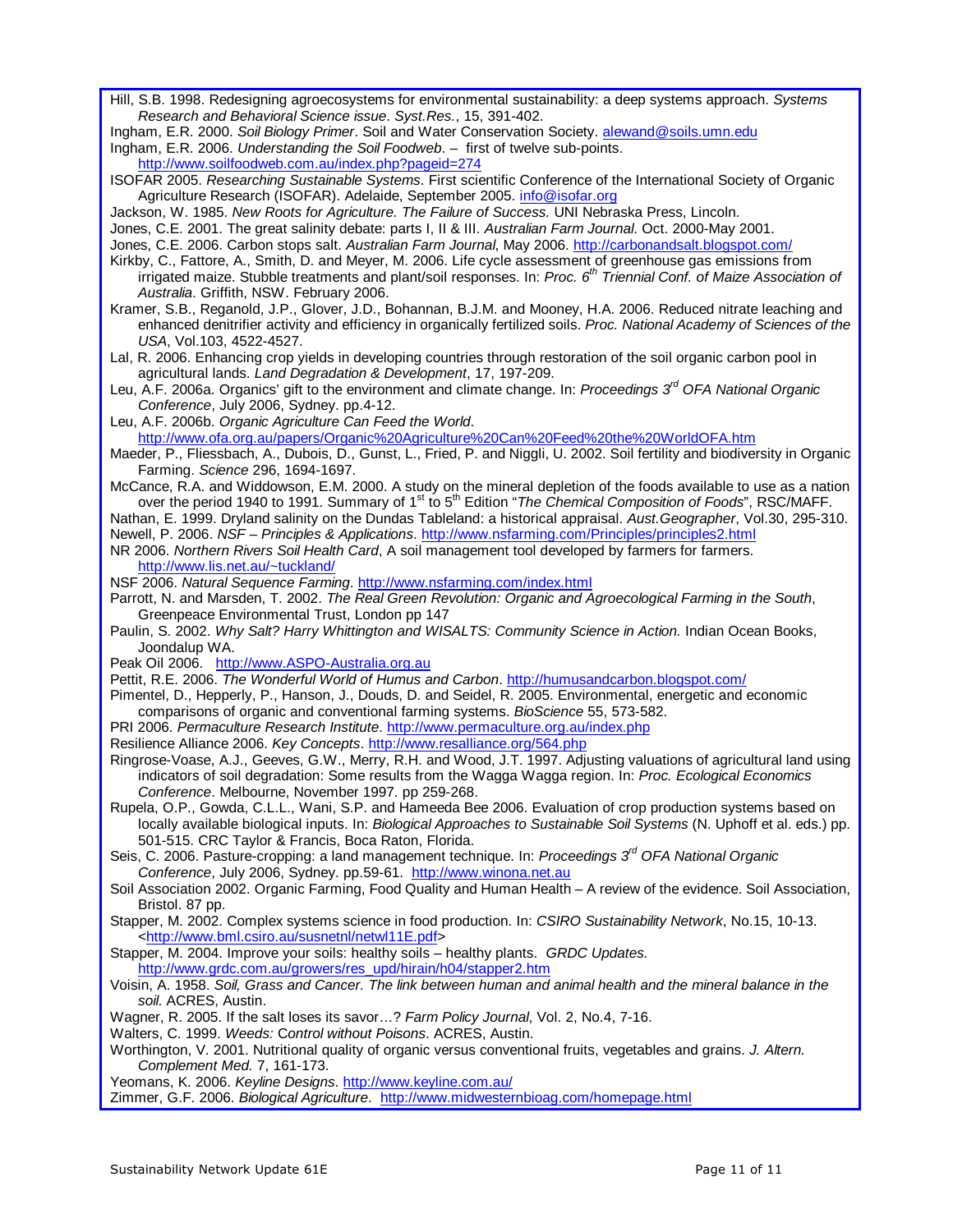Hill, S.B. 1998. Redesigning agroecosystems for environmental sustainability: a deep systems approach. *Systems Research and Behavioral Science issue*. *Syst.Res.*, 15, 391-402.

Ingham, E.R. 2000. *Soil Biology Primer*. Soil and Water Conservation Society. alewand@soils.umn.edu

Ingham, E.R. 2006. *Understanding the Soil Foodweb*. – first of twelve sub-points. http://www.soilfoodweb.com.au/index.php?pageid=274

ISOFAR 2005. *Researching Sustainable Systems*. First scientific Conference of the International Society of Organic Agriculture Research (ISOFAR). Adelaide, September 2005. info@isofar.org

Jackson, W. 1985. *New Roots for Agriculture. The Failure of Success.* UNI Nebraska Press, Lincoln.

Jones, C.E. 2001. The great salinity debate: parts I, II & III. *Australian Farm Journal*. Oct. 2000-May 2001.

Jones, C.E. 2006. Carbon stops salt. *Australian Farm Journal*, May 2006. http://carbonandsalt.blogspot.com/

Kirkby, C., Fattore, A., Smith, D. and Meyer, M. 2006. Life cycle assessment of greenhouse gas emissions from irrigated maize. Stubble treatments and plant/soil responses. In: *Proc. 6th Triennial Conf. of Maize Association of Australia*. Griffith, NSW. February 2006.

Kramer, S.B., Reganold, J.P., Glover, J.D., Bohannan, B.J.M. and Mooney, H.A. 2006. Reduced nitrate leaching and enhanced denitrifier activity and efficiency in organically fertilized soils. *Proc. National Academy of Sciences of the USA*, Vol.103, 4522-4527.

Lal, R. 2006. Enhancing crop yields in developing countries through restoration of the soil organic carbon pool in agricultural lands. *Land Degradation & Development*, 17, 197-209.

Leu, A.F. 2006a. Organics' gift to the environment and climate change. In: *Proceedings 3rd OFA National Organic Conference*, July 2006, Sydney. pp.4-12.

Leu, A.F. 2006b. *Organic Agriculture Can Feed the World*. http://www.ofa.org.au/papers/Organic%20Agriculture%20Can%20Feed%20the%20WorldOFA.htm

Maeder, P., Fliessbach, A., Dubois, D., Gunst, L., Fried, P. and Niggli, U. 2002. Soil fertility and biodiversity in Organic Farming. *Science* 296, 1694-1697.

McCance, R.A. and Widdowson, E.M. 2000. A study on the mineral depletion of the foods available to use as a nation over the period 1940 to 1991. Summary of 1st to 5th Edition "*The Chemical Composition of Foods*", RSC/MAFF.

Nathan, E. 1999. Dryland salinity on the Dundas Tableland: a historical appraisal. *Aust.Geographer*, Vol.30, 295-310.

Newell, P. 2006. *NSF – Principles & Applications*. http://www.nsfarming.com/Principles/principles2.html

NR 2006. *Northern Rivers Soil Health Card*, A soil management tool developed by farmers for farmers. http://www.lis.net.au/~tuckland/

NSF 2006. *Natural Sequence Farming*. http://www.nsfarming.com/index.html

Parrott, N. and Marsden, T. 2002. *The Real Green Revolution: Organic and Agroecological Farming in the South*, Greenpeace Environmental Trust, London pp 147

Paulin, S. 2002. *Why Salt? Harry Whittington and WISALTS: Community Science in Action.* Indian Ocean Books, Joondalup WA.

Peak Oil 2006. http://www.ASPO-Australia.org.au

Pettit, R.E. 2006. *The Wonderful World of Humus and Carbon*. http://humusandcarbon.blogspot.com/

Pimentel, D., Hepperly, P., Hanson, J., Douds, D. and Seidel, R. 2005. Environmental, energetic and economic comparisons of organic and conventional farming systems. *BioScience* 55, 573-582.

PRI 2006. *Permaculture Research Institute*. http://www.permaculture.org.au/index.php

Resilience Alliance 2006. *Key Concepts*. http://www.resalliance.org/564.php

Ringrose-Voase, A.J., Geeves, G.W., Merry, R.H. and Wood, J.T. 1997. Adjusting valuations of agricultural land using indicators of soil degradation: Some results from the Wagga Wagga region. In: *Proc. Ecological Economics Conference*. Melbourne, November 1997. pp 259-268.

Rupela, O.P., Gowda, C.L.L., Wani, S.P. and Hameeda Bee 2006. Evaluation of crop production systems based on locally available biological inputs. In: *Biological Approaches to Sustainable Soil Systems* (N. Uphoff et al. eds.) pp. 501-515. CRC Taylor & Francis, Boca Raton, Florida.

Seis, C. 2006. Pasture-cropping: a land management technique. In: *Proceedings 3rd OFA National Organic Conference*, July 2006, Sydney. pp.59-61. http://www.winona.net.au

Soil Association 2002. Organic Farming, Food Quality and Human Health – A review of the evidence. Soil Association, Bristol. 87 pp.

Stapper, M. 2002. Complex systems science in food production. In: *CSIRO Sustainability Network*, No.15, 10-13. <http://www.bml.csiro.au/susnetnl/netwl11E.pdf>

Stapper, M. 2004. Improve your soils: healthy soils – healthy plants. *GRDC Updates.* http://www.grdc.com.au/growers/res_upd/hirain/h04/stapper2.htm

Voisin, A. 1958. *Soil, Grass and Cancer. The link between human and animal health and the mineral balance in the soil.* ACRES, Austin.

Wagner, R. 2005. If the salt loses its savor…? *Farm Policy Journal*, Vol. 2, No.4, 7-16.

Walters, C. 1999. *Weeds: Control without Poisons*. ACRES, Austin.

Worthington, V. 2001. Nutritional quality of organic versus conventional fruits, vegetables and grains. *J. Altern. Complement Med.* 7, 161-173.

Yeomans, K. 2006. *Keyline Designs*. http://www.keyline.com.au/

Zimmer, G.F. 2006. *Biological Agriculture*. http://www.midwesternbioag.com/homepage.html